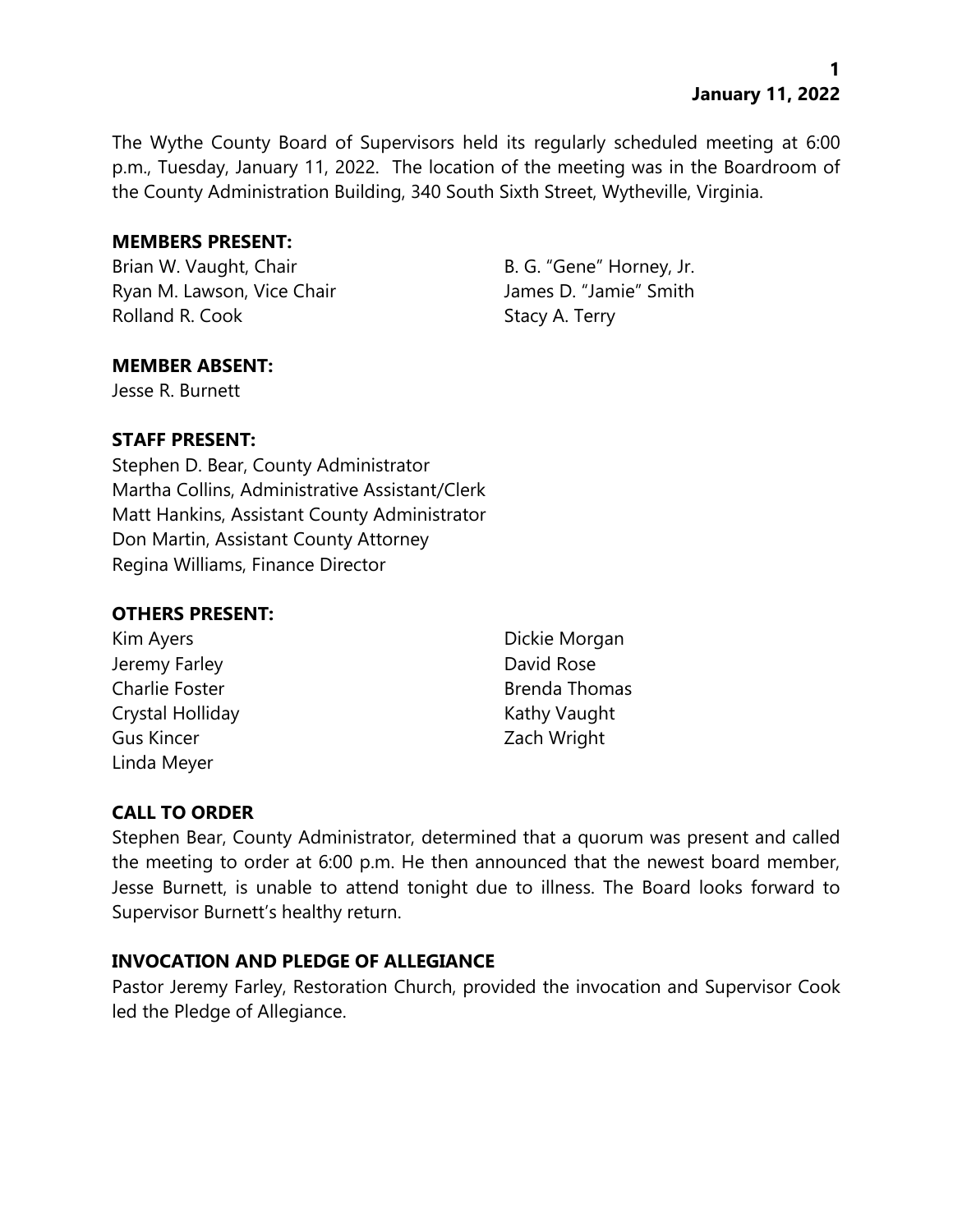The Wythe County Board of Supervisors held its regularly scheduled meeting at 6:00 p.m., Tuesday, January 11, 2022. The location of the meeting was in the Boardroom of the County Administration Building, 340 South Sixth Street, Wytheville, Virginia.

**MEMBERS PRESENT:**

Brian W. Vaught, Chair
Ryan M. Lawson, Vice Chair
Rolland R. Cook
B. G. "Gene" Horney, Jr.
James D. "Jamie" Smith
Stacy A. Terry

**MEMBER ABSENT:**

Jesse R. Burnett

**STAFF PRESENT:**

Stephen D. Bear, County Administrator
Martha Collins, Administrative Assistant/Clerk
Matt Hankins, Assistant County Administrator
Don Martin, Assistant County Attorney
Regina Williams, Finance Director

**OTHERS PRESENT:**

Kim Ayers
Jeremy Farley
Charlie Foster
Crystal Holliday
Gus Kincer
Linda Meyer
Dickie Morgan
David Rose
Brenda Thomas
Kathy Vaught
Zach Wright

## CALL TO ORDER

Stephen Bear, County Administrator, determined that a quorum was present and called the meeting to order at 6:00 p.m. He then announced that the newest board member, Jesse Burnett, is unable to attend tonight due to illness. The Board looks forward to Supervisor Burnett's healthy return.

## INVOCATION AND PLEDGE OF ALLEGIANCE

Pastor Jeremy Farley, Restoration Church, provided the invocation and Supervisor Cook led the Pledge of Allegiance.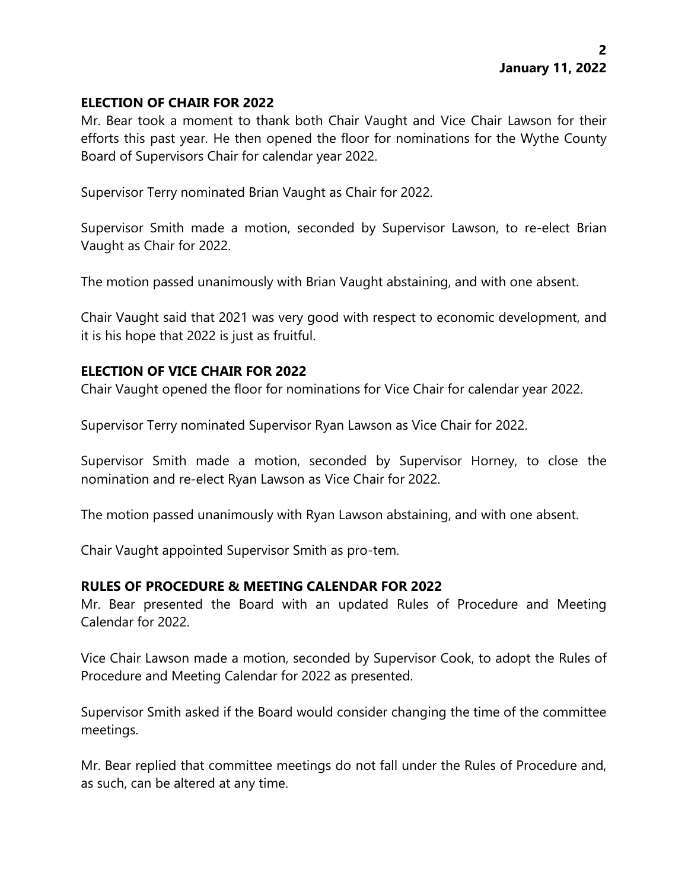## ELECTION OF CHAIR FOR 2022

Mr. Bear took a moment to thank both Chair Vaught and Vice Chair Lawson for their efforts this past year. He then opened the floor for nominations for the Wythe County Board of Supervisors Chair for calendar year 2022.

Supervisor Terry nominated Brian Vaught as Chair for 2022.

Supervisor Smith made a motion, seconded by Supervisor Lawson, to re-elect Brian Vaught as Chair for 2022.

The motion passed unanimously with Brian Vaught abstaining, and with one absent.

Chair Vaught said that 2021 was very good with respect to economic development, and it is his hope that 2022 is just as fruitful.

## ELECTION OF VICE CHAIR FOR 2022

Chair Vaught opened the floor for nominations for Vice Chair for calendar year 2022.

Supervisor Terry nominated Supervisor Ryan Lawson as Vice Chair for 2022.

Supervisor Smith made a motion, seconded by Supervisor Horney, to close the nomination and re-elect Ryan Lawson as Vice Chair for 2022.

The motion passed unanimously with Ryan Lawson abstaining, and with one absent.

Chair Vaught appointed Supervisor Smith as pro-tem.

## RULES OF PROCEDURE & MEETING CALENDAR FOR 2022

Mr. Bear presented the Board with an updated Rules of Procedure and Meeting Calendar for 2022.

Vice Chair Lawson made a motion, seconded by Supervisor Cook, to adopt the Rules of Procedure and Meeting Calendar for 2022 as presented.

Supervisor Smith asked if the Board would consider changing the time of the committee meetings.

Mr. Bear replied that committee meetings do not fall under the Rules of Procedure and, as such, can be altered at any time.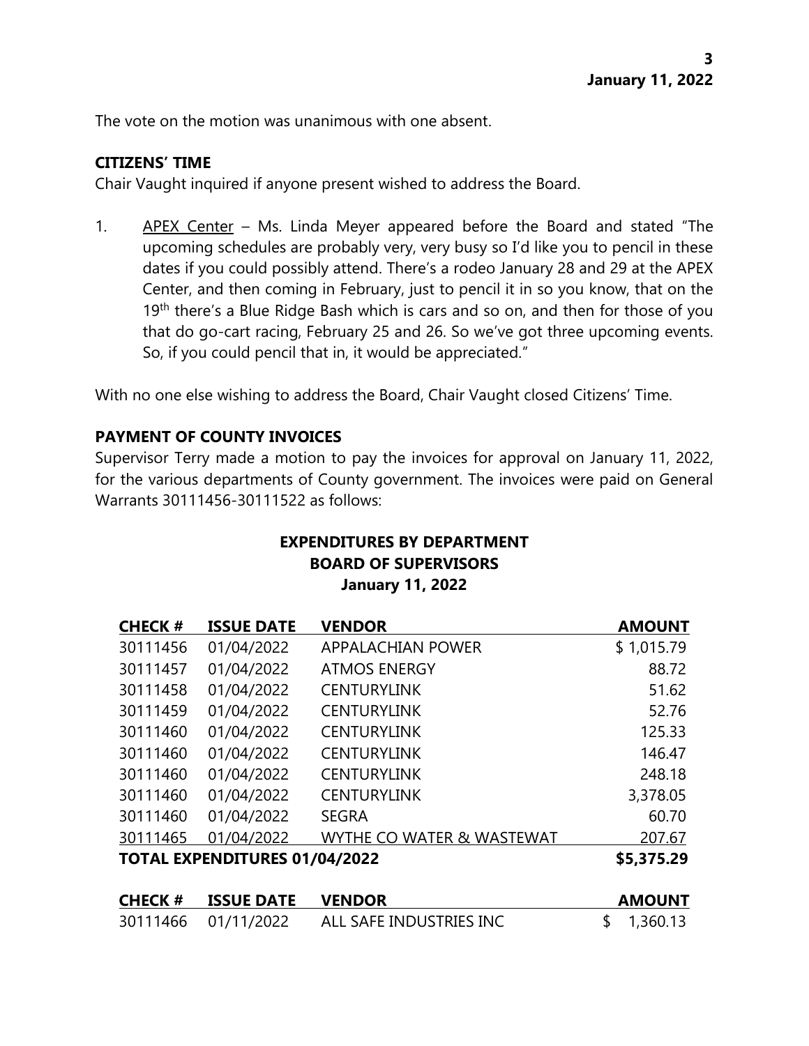The vote on the motion was unanimous with one absent.

**CITIZENS' TIME**

Chair Vaught inquired if anyone present wished to address the Board.

1. APEX Center – Ms. Linda Meyer appeared before the Board and stated "The upcoming schedules are probably very, very busy so I'd like you to pencil in these dates if you could possibly attend. There's a rodeo January 28 and 29 at the APEX Center, and then coming in February, just to pencil it in so you know, that on the 19th there's a Blue Ridge Bash which is cars and so on, and then for those of you that do go-cart racing, February 25 and 26. So we've got three upcoming events. So, if you could pencil that in, it would be appreciated."

With no one else wishing to address the Board, Chair Vaught closed Citizens' Time.

**PAYMENT OF COUNTY INVOICES**

Supervisor Terry made a motion to pay the invoices for approval on January 11, 2022, for the various departments of County government. The invoices were paid on General Warrants 30111456-30111522 as follows:

**EXPENDITURES BY DEPARTMENT**
**BOARD OF SUPERVISORS**
**January 11, 2022**

| CHECK # | ISSUE DATE | VENDOR | AMOUNT |
|---|---|---|---|
| 30111456 | 01/04/2022 | APPALACHIAN POWER | $ 1,015.79 |
| 30111457 | 01/04/2022 | ATMOS ENERGY | 88.72 |
| 30111458 | 01/04/2022 | CENTURYLINK | 51.62 |
| 30111459 | 01/04/2022 | CENTURYLINK | 52.76 |
| 30111460 | 01/04/2022 | CENTURYLINK | 125.33 |
| 30111460 | 01/04/2022 | CENTURYLINK | 146.47 |
| 30111460 | 01/04/2022 | CENTURYLINK | 248.18 |
| 30111460 | 01/04/2022 | CENTURYLINK | 3,378.05 |
| 30111460 | 01/04/2022 | SEGRA | 60.70 |
| 30111465 | 01/04/2022 | WYTHE CO WATER & WASTEWAT | 207.67 |
| **TOTAL EXPENDITURES 01/04/2022** | | | **$5,375.29** |

| CHECK # | ISSUE DATE | VENDOR | AMOUNT |
|---|---|---|---|
| 30111466 | 01/11/2022 | ALL SAFE INDUSTRIES INC | $ 1,360.13 |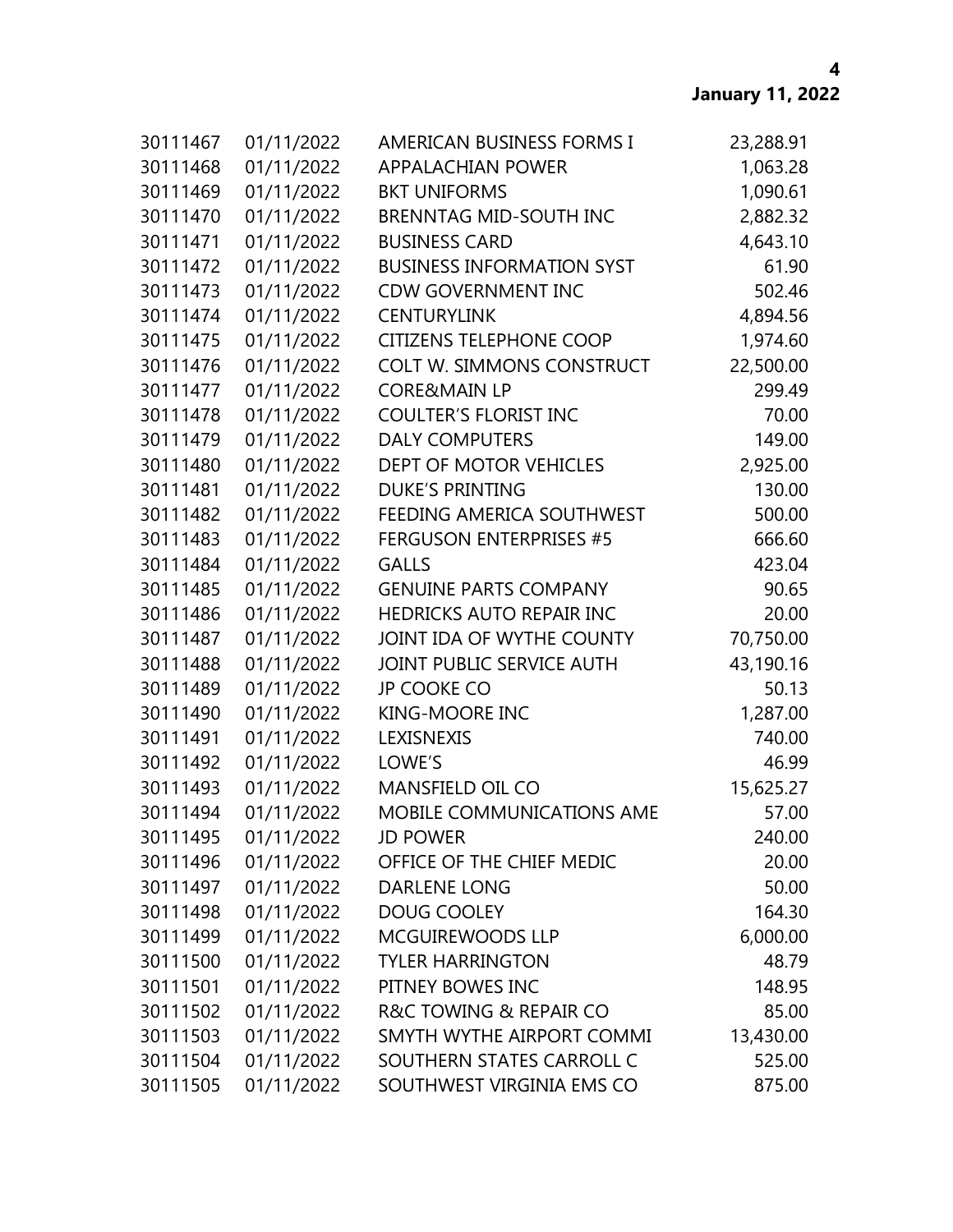| | | | |
|---|---|---|---|
| 30111467 | 01/11/2022 | AMERICAN BUSINESS FORMS I | 23,288.91 |
| 30111468 | 01/11/2022 | APPALACHIAN POWER | 1,063.28 |
| 30111469 | 01/11/2022 | BKT UNIFORMS | 1,090.61 |
| 30111470 | 01/11/2022 | BRENNTAG MID-SOUTH INC | 2,882.32 |
| 30111471 | 01/11/2022 | BUSINESS CARD | 4,643.10 |
| 30111472 | 01/11/2022 | BUSINESS INFORMATION SYST | 61.90 |
| 30111473 | 01/11/2022 | CDW GOVERNMENT INC | 502.46 |
| 30111474 | 01/11/2022 | CENTURYLINK | 4,894.56 |
| 30111475 | 01/11/2022 | CITIZENS TELEPHONE COOP | 1,974.60 |
| 30111476 | 01/11/2022 | COLT W. SIMMONS CONSTRUCT | 22,500.00 |
| 30111477 | 01/11/2022 | CORE&MAIN LP | 299.49 |
| 30111478 | 01/11/2022 | COULTER'S FLORIST INC | 70.00 |
| 30111479 | 01/11/2022 | DALY COMPUTERS | 149.00 |
| 30111480 | 01/11/2022 | DEPT OF MOTOR VEHICLES | 2,925.00 |
| 30111481 | 01/11/2022 | DUKE'S PRINTING | 130.00 |
| 30111482 | 01/11/2022 | FEEDING AMERICA SOUTHWEST | 500.00 |
| 30111483 | 01/11/2022 | FERGUSON ENTERPRISES #5 | 666.60 |
| 30111484 | 01/11/2022 | GALLS | 423.04 |
| 30111485 | 01/11/2022 | GENUINE PARTS COMPANY | 90.65 |
| 30111486 | 01/11/2022 | HEDRICKS AUTO REPAIR INC | 20.00 |
| 30111487 | 01/11/2022 | JOINT IDA OF WYTHE COUNTY | 70,750.00 |
| 30111488 | 01/11/2022 | JOINT PUBLIC SERVICE AUTH | 43,190.16 |
| 30111489 | 01/11/2022 | JP COOKE CO | 50.13 |
| 30111490 | 01/11/2022 | KING-MOORE INC | 1,287.00 |
| 30111491 | 01/11/2022 | LEXISNEXIS | 740.00 |
| 30111492 | 01/11/2022 | LOWE'S | 46.99 |
| 30111493 | 01/11/2022 | MANSFIELD OIL CO | 15,625.27 |
| 30111494 | 01/11/2022 | MOBILE COMMUNICATIONS AME | 57.00 |
| 30111495 | 01/11/2022 | JD POWER | 240.00 |
| 30111496 | 01/11/2022 | OFFICE OF THE CHIEF MEDIC | 20.00 |
| 30111497 | 01/11/2022 | DARLENE LONG | 50.00 |
| 30111498 | 01/11/2022 | DOUG COOLEY | 164.30 |
| 30111499 | 01/11/2022 | MCGUIREWOODS LLP | 6,000.00 |
| 30111500 | 01/11/2022 | TYLER HARRINGTON | 48.79 |
| 30111501 | 01/11/2022 | PITNEY BOWES INC | 148.95 |
| 30111502 | 01/11/2022 | R&C TOWING & REPAIR CO | 85.00 |
| 30111503 | 01/11/2022 | SMYTH WYTHE AIRPORT COMMI | 13,430.00 |
| 30111504 | 01/11/2022 | SOUTHERN STATES CARROLL C | 525.00 |
| 30111505 | 01/11/2022 | SOUTHWEST VIRGINIA EMS CO | 875.00 |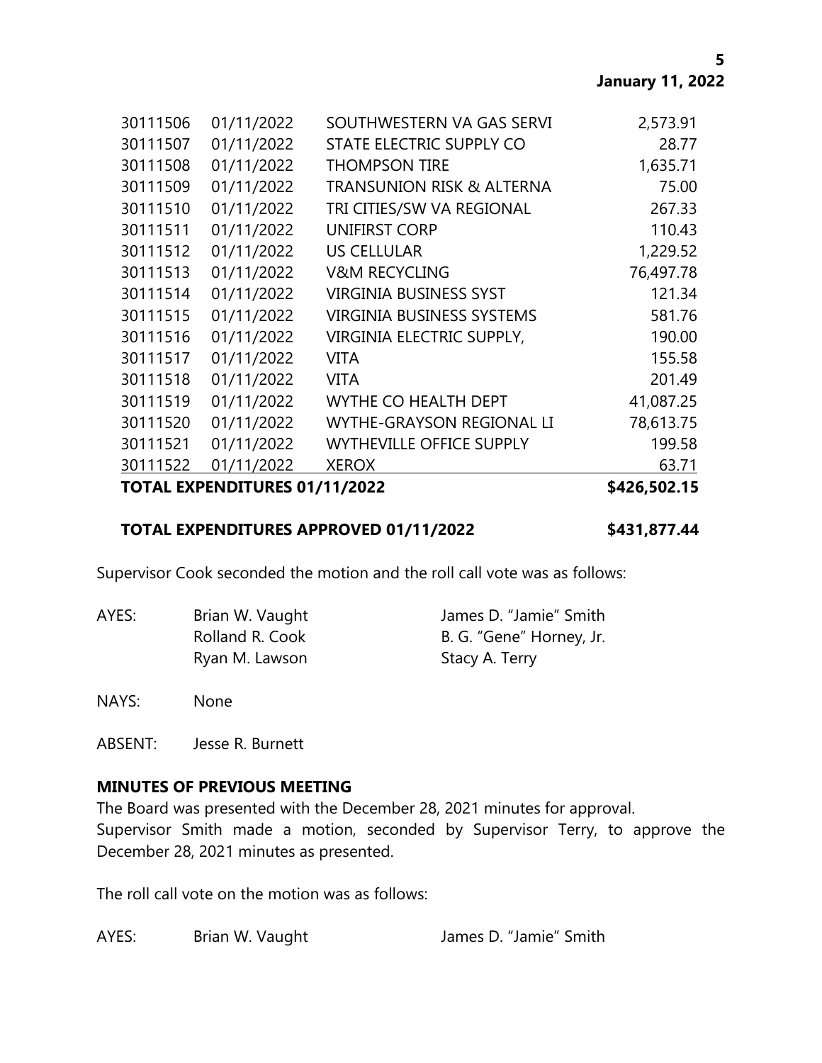| | | | |
|---|---|---|---|
| 30111506 | 01/11/2022 | SOUTHWESTERN VA GAS SERVI | 2,573.91 |
| 30111507 | 01/11/2022 | STATE ELECTRIC SUPPLY CO | 28.77 |
| 30111508 | 01/11/2022 | THOMPSON TIRE | 1,635.71 |
| 30111509 | 01/11/2022 | TRANSUNION RISK & ALTERNA | 75.00 |
| 30111510 | 01/11/2022 | TRI CITIES/SW VA REGIONAL | 267.33 |
| 30111511 | 01/11/2022 | UNIFIRST CORP | 110.43 |
| 30111512 | 01/11/2022 | US CELLULAR | 1,229.52 |
| 30111513 | 01/11/2022 | V&M RECYCLING | 76,497.78 |
| 30111514 | 01/11/2022 | VIRGINIA BUSINESS SYST | 121.34 |
| 30111515 | 01/11/2022 | VIRGINIA BUSINESS SYSTEMS | 581.76 |
| 30111516 | 01/11/2022 | VIRGINIA ELECTRIC SUPPLY, | 190.00 |
| 30111517 | 01/11/2022 | VITA | 155.58 |
| 30111518 | 01/11/2022 | VITA | 201.49 |
| 30111519 | 01/11/2022 | WYTHE CO HEALTH DEPT | 41,087.25 |
| 30111520 | 01/11/2022 | WYTHE-GRAYSON REGIONAL LI | 78,613.75 |
| 30111521 | 01/11/2022 | WYTHEVILLE OFFICE SUPPLY | 199.58 |
| 30111522 | 01/11/2022 | XEROX | 63.71 |
| **TOTAL EXPENDITURES 01/11/2022** | | | **$426,502.15** |

**TOTAL EXPENDITURES APPROVED 01/11/2022** **$431,877.44**

Supervisor Cook seconded the motion and the roll call vote was as follows:

AYES: Brian W. Vaught, James D. "Jamie" Smith, Rolland R. Cook, B. G. "Gene" Horney, Jr., Ryan M. Lawson, Stacy A. Terry

NAYS: None

ABSENT: Jesse R. Burnett

**MINUTES OF PREVIOUS MEETING**

The Board was presented with the December 28, 2021 minutes for approval.
Supervisor Smith made a motion, seconded by Supervisor Terry, to approve the December 28, 2021 minutes as presented.

The roll call vote on the motion was as follows:

AYES: Brian W. Vaught, James D. "Jamie" Smith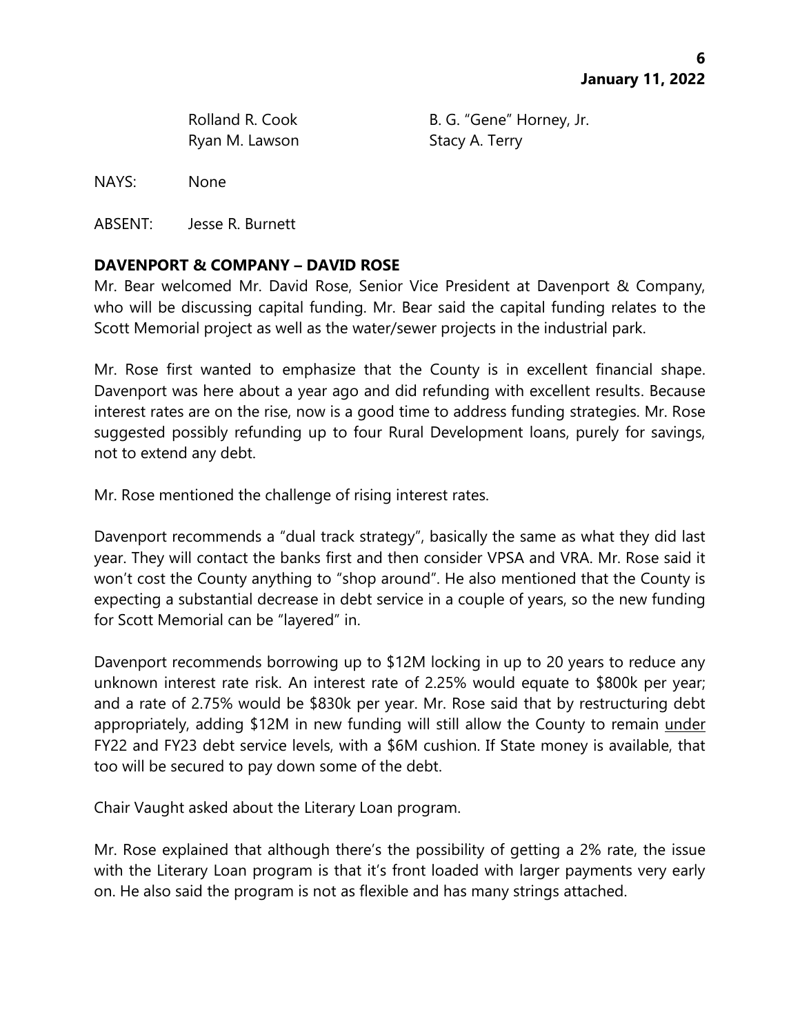Rolland R. Cook B. G. "Gene" Horney, Jr.
Ryan M. Lawson Stacy A. Terry

NAYS: None

ABSENT: Jesse R. Burnett

**DAVENPORT & COMPANY – DAVID ROSE**

Mr. Bear welcomed Mr. David Rose, Senior Vice President at Davenport & Company, who will be discussing capital funding. Mr. Bear said the capital funding relates to the Scott Memorial project as well as the water/sewer projects in the industrial park.

Mr. Rose first wanted to emphasize that the County is in excellent financial shape. Davenport was here about a year ago and did refunding with excellent results. Because interest rates are on the rise, now is a good time to address funding strategies. Mr. Rose suggested possibly refunding up to four Rural Development loans, purely for savings, not to extend any debt.

Mr. Rose mentioned the challenge of rising interest rates.

Davenport recommends a "dual track strategy", basically the same as what they did last year. They will contact the banks first and then consider VPSA and VRA. Mr. Rose said it won't cost the County anything to "shop around". He also mentioned that the County is expecting a substantial decrease in debt service in a couple of years, so the new funding for Scott Memorial can be "layered" in.

Davenport recommends borrowing up to $12M locking in up to 20 years to reduce any unknown interest rate risk. An interest rate of 2.25% would equate to $800k per year; and a rate of 2.75% would be $830k per year. Mr. Rose said that by restructuring debt appropriately, adding $12M in new funding will still allow the County to remain <u>under</u> FY22 and FY23 debt service levels, with a $6M cushion. If State money is available, that too will be secured to pay down some of the debt.

Chair Vaught asked about the Literary Loan program.

Mr. Rose explained that although there's the possibility of getting a 2% rate, the issue with the Literary Loan program is that it's front loaded with larger payments very early on. He also said the program is not as flexible and has many strings attached.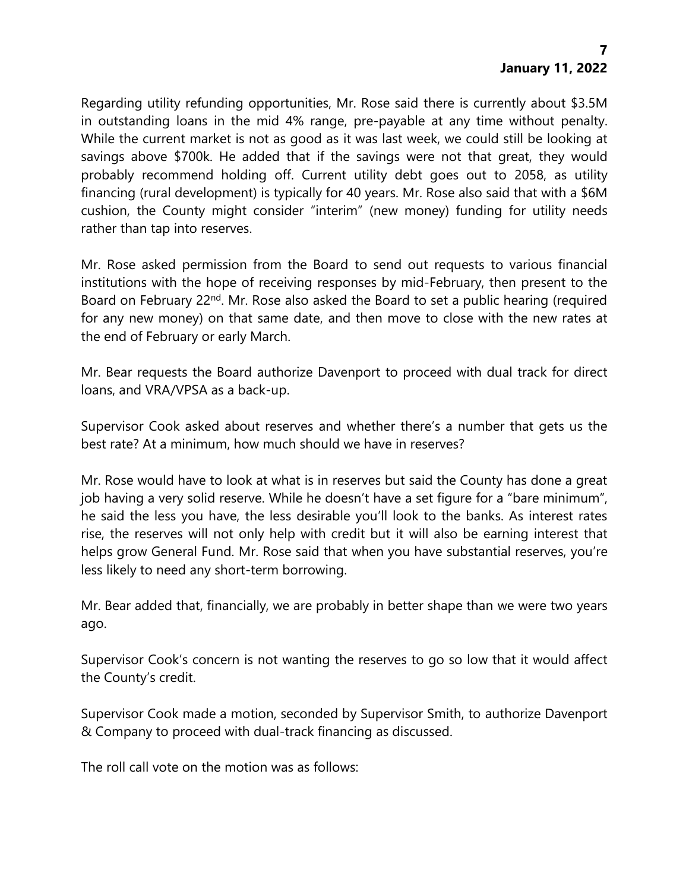Regarding utility refunding opportunities, Mr. Rose said there is currently about $3.5M in outstanding loans in the mid 4% range, pre-payable at any time without penalty. While the current market is not as good as it was last week, we could still be looking at savings above $700k. He added that if the savings were not that great, they would probably recommend holding off. Current utility debt goes out to 2058, as utility financing (rural development) is typically for 40 years. Mr. Rose also said that with a $6M cushion, the County might consider "interim" (new money) funding for utility needs rather than tap into reserves.

Mr. Rose asked permission from the Board to send out requests to various financial institutions with the hope of receiving responses by mid-February, then present to the Board on February 22nd. Mr. Rose also asked the Board to set a public hearing (required for any new money) on that same date, and then move to close with the new rates at the end of February or early March.

Mr. Bear requests the Board authorize Davenport to proceed with dual track for direct loans, and VRA/VPSA as a back-up.

Supervisor Cook asked about reserves and whether there's a number that gets us the best rate? At a minimum, how much should we have in reserves?

Mr. Rose would have to look at what is in reserves but said the County has done a great job having a very solid reserve. While he doesn't have a set figure for a "bare minimum", he said the less you have, the less desirable you'll look to the banks. As interest rates rise, the reserves will not only help with credit but it will also be earning interest that helps grow General Fund. Mr. Rose said that when you have substantial reserves, you're less likely to need any short-term borrowing.

Mr. Bear added that, financially, we are probably in better shape than we were two years ago.

Supervisor Cook's concern is not wanting the reserves to go so low that it would affect the County's credit.

Supervisor Cook made a motion, seconded by Supervisor Smith, to authorize Davenport & Company to proceed with dual-track financing as discussed.

The roll call vote on the motion was as follows: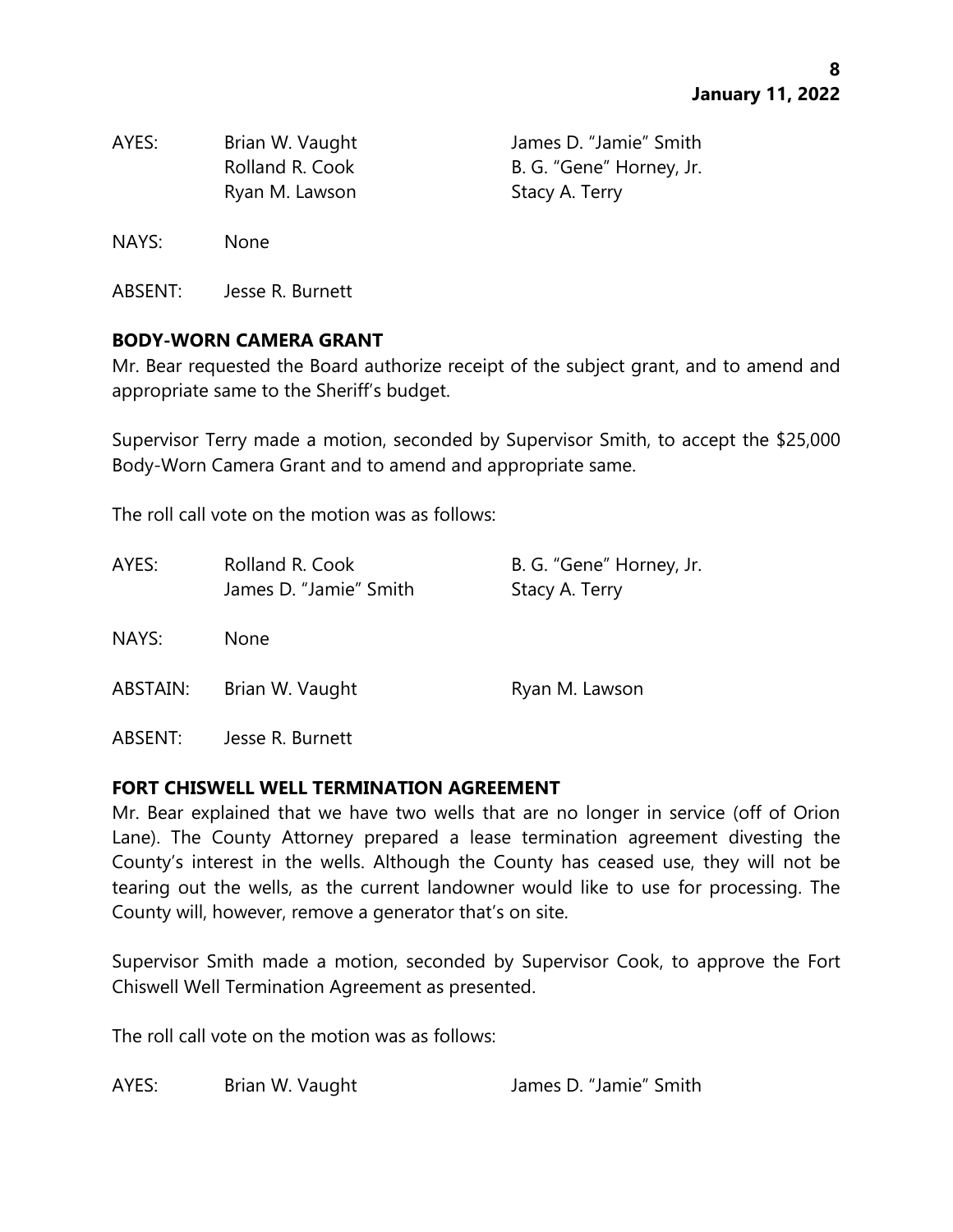| AYES: | Brian W. Vaught | James D. "Jamie" Smith |
|---|---|---|
| | Rolland R. Cook | B. G. "Gene" Horney, Jr. |
| | Ryan M. Lawson | Stacy A. Terry |

NAYS: None

ABSENT: Jesse R. Burnett

**BODY-WORN CAMERA GRANT**

Mr. Bear requested the Board authorize receipt of the subject grant, and to amend and appropriate same to the Sheriff's budget.

Supervisor Terry made a motion, seconded by Supervisor Smith, to accept the $25,000 Body-Worn Camera Grant and to amend and appropriate same.

The roll call vote on the motion was as follows:

| AYES: | Rolland R. Cook | B. G. "Gene" Horney, Jr. |
|---|---|---|
| | James D. "Jamie" Smith | Stacy A. Terry |
| NAYS: | None | |
| ABSTAIN: | Brian W. Vaught | Ryan M. Lawson |
| ABSENT: | Jesse R. Burnett | |

**FORT CHISWELL WELL TERMINATION AGREEMENT**

Mr. Bear explained that we have two wells that are no longer in service (off of Orion Lane). The County Attorney prepared a lease termination agreement divesting the County's interest in the wells. Although the County has ceased use, they will not be tearing out the wells, as the current landowner would like to use for processing. The County will, however, remove a generator that's on site.

Supervisor Smith made a motion, seconded by Supervisor Cook, to approve the Fort Chiswell Well Termination Agreement as presented.

The roll call vote on the motion was as follows:

| AYES: | Brian W. Vaught | James D. "Jamie" Smith |
|---|---|---|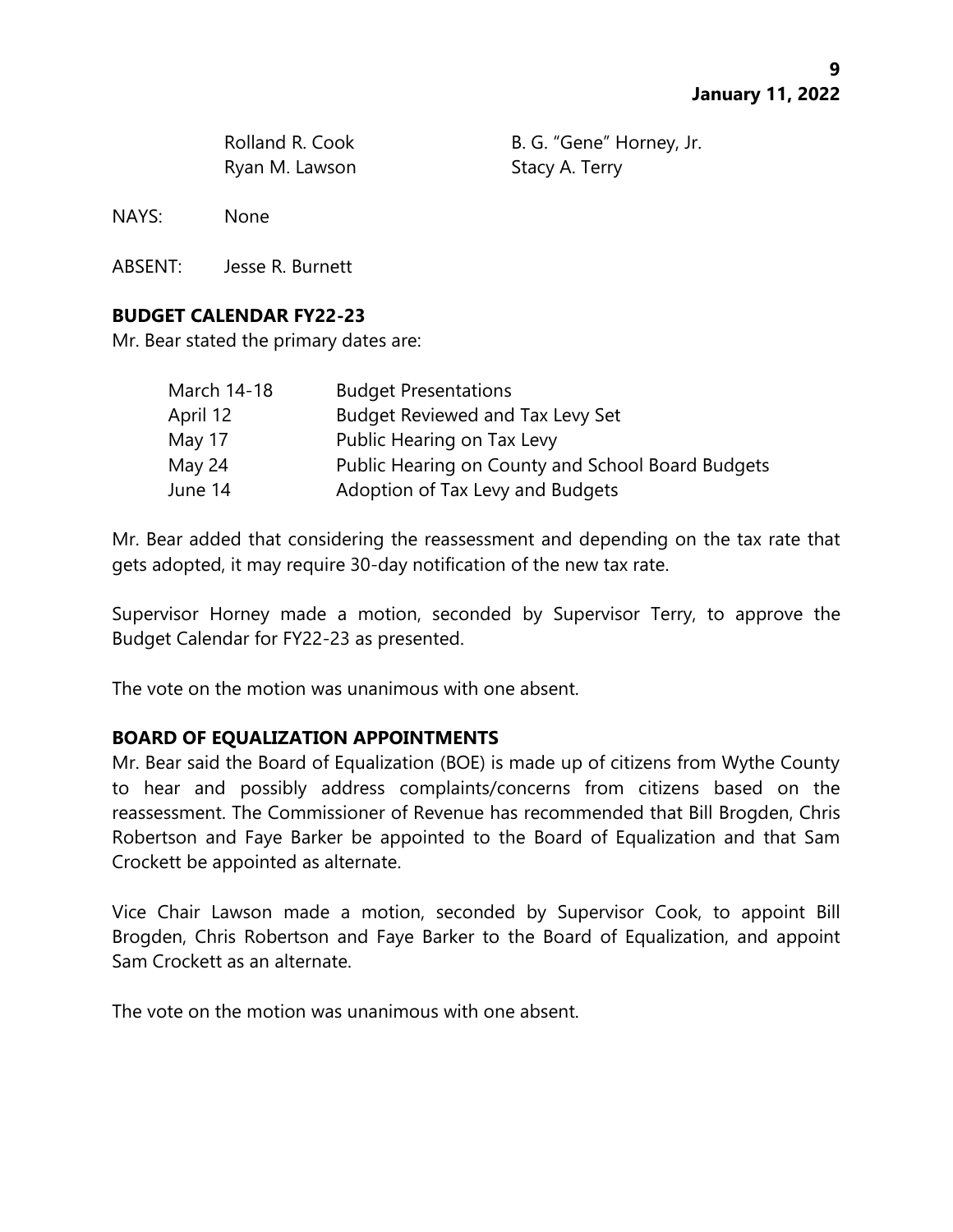Rolland R. Cook B. G. "Gene" Horney, Jr.
Ryan M. Lawson Stacy A. Terry

NAYS: None

ABSENT: Jesse R. Burnett

**BUDGET CALENDAR FY22-23**

Mr. Bear stated the primary dates are:

| | |
|---|---|
| March 14-18 | Budget Presentations |
| April 12 | Budget Reviewed and Tax Levy Set |
| May 17 | Public Hearing on Tax Levy |
| May 24 | Public Hearing on County and School Board Budgets |
| June 14 | Adoption of Tax Levy and Budgets |

Mr. Bear added that considering the reassessment and depending on the tax rate that gets adopted, it may require 30-day notification of the new tax rate.

Supervisor Horney made a motion, seconded by Supervisor Terry, to approve the Budget Calendar for FY22-23 as presented.

The vote on the motion was unanimous with one absent.

**BOARD OF EQUALIZATION APPOINTMENTS**

Mr. Bear said the Board of Equalization (BOE) is made up of citizens from Wythe County to hear and possibly address complaints/concerns from citizens based on the reassessment. The Commissioner of Revenue has recommended that Bill Brogden, Chris Robertson and Faye Barker be appointed to the Board of Equalization and that Sam Crockett be appointed as alternate.

Vice Chair Lawson made a motion, seconded by Supervisor Cook, to appoint Bill Brogden, Chris Robertson and Faye Barker to the Board of Equalization, and appoint Sam Crockett as an alternate.

The vote on the motion was unanimous with one absent.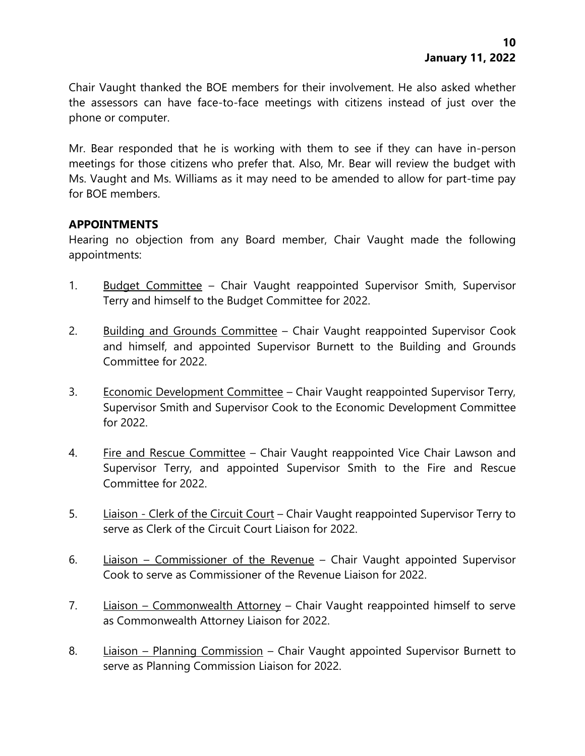Chair Vaught thanked the BOE members for their involvement. He also asked whether the assessors can have face-to-face meetings with citizens instead of just over the phone or computer.

Mr. Bear responded that he is working with them to see if they can have in-person meetings for those citizens who prefer that. Also, Mr. Bear will review the budget with Ms. Vaught and Ms. Williams as it may need to be amended to allow for part-time pay for BOE members.

**APPOINTMENTS**

Hearing no objection from any Board member, Chair Vaught made the following appointments:

1. <u>Budget Committee</u> – Chair Vaught reappointed Supervisor Smith, Supervisor Terry and himself to the Budget Committee for 2022.

2. <u>Building and Grounds Committee</u> – Chair Vaught reappointed Supervisor Cook and himself, and appointed Supervisor Burnett to the Building and Grounds Committee for 2022.

3. <u>Economic Development Committee</u> – Chair Vaught reappointed Supervisor Terry, Supervisor Smith and Supervisor Cook to the Economic Development Committee for 2022.

4. <u>Fire and Rescue Committee</u> – Chair Vaught reappointed Vice Chair Lawson and Supervisor Terry, and appointed Supervisor Smith to the Fire and Rescue Committee for 2022.

5. <u>Liaison - Clerk of the Circuit Court</u> – Chair Vaught reappointed Supervisor Terry to serve as Clerk of the Circuit Court Liaison for 2022.

6. <u>Liaison – Commissioner of the Revenue</u> – Chair Vaught appointed Supervisor Cook to serve as Commissioner of the Revenue Liaison for 2022.

7. <u>Liaison – Commonwealth Attorney</u> – Chair Vaught reappointed himself to serve as Commonwealth Attorney Liaison for 2022.

8. <u>Liaison – Planning Commission</u> – Chair Vaught appointed Supervisor Burnett to serve as Planning Commission Liaison for 2022.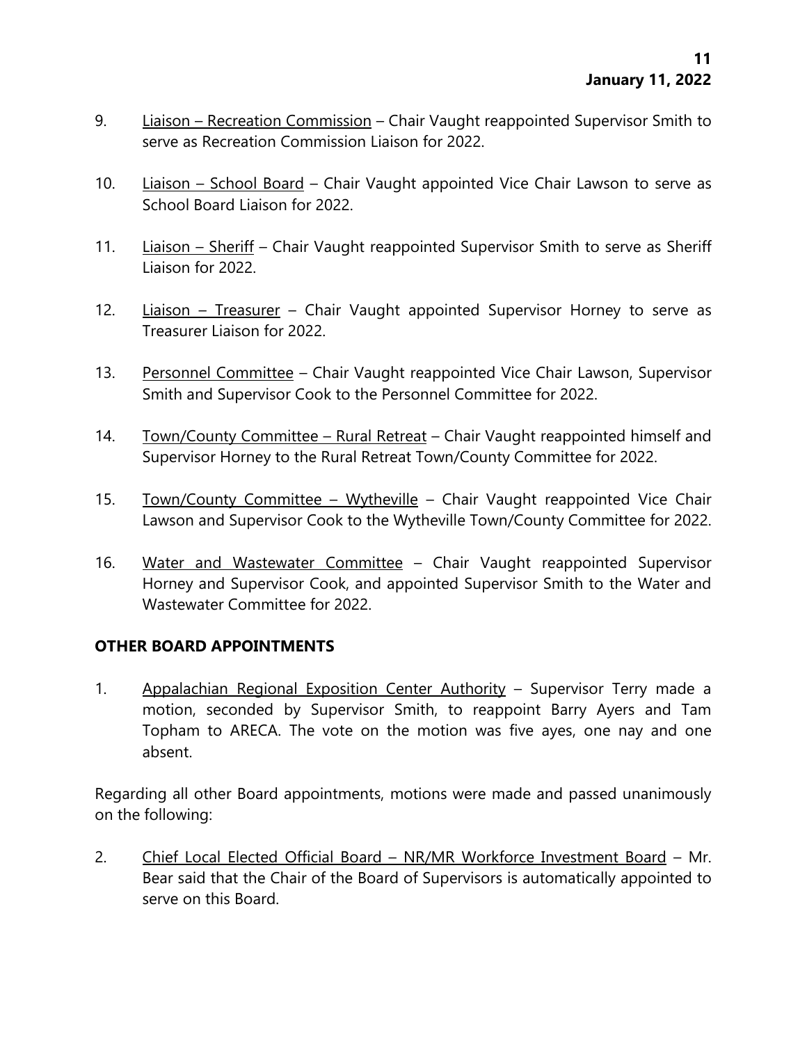9. Liaison – Recreation Commission – Chair Vaught reappointed Supervisor Smith to serve as Recreation Commission Liaison for 2022.

10. Liaison – School Board – Chair Vaught appointed Vice Chair Lawson to serve as School Board Liaison for 2022.

11. Liaison – Sheriff – Chair Vaught reappointed Supervisor Smith to serve as Sheriff Liaison for 2022.

12. Liaison – Treasurer – Chair Vaught appointed Supervisor Horney to serve as Treasurer Liaison for 2022.

13. Personnel Committee – Chair Vaught reappointed Vice Chair Lawson, Supervisor Smith and Supervisor Cook to the Personnel Committee for 2022.

14. Town/County Committee – Rural Retreat – Chair Vaught reappointed himself and Supervisor Horney to the Rural Retreat Town/County Committee for 2022.

15. Town/County Committee – Wytheville – Chair Vaught reappointed Vice Chair Lawson and Supervisor Cook to the Wytheville Town/County Committee for 2022.

16. Water and Wastewater Committee – Chair Vaught reappointed Supervisor Horney and Supervisor Cook, and appointed Supervisor Smith to the Water and Wastewater Committee for 2022.

**OTHER BOARD APPOINTMENTS**

1. Appalachian Regional Exposition Center Authority – Supervisor Terry made a motion, seconded by Supervisor Smith, to reappoint Barry Ayers and Tam Topham to ARECA. The vote on the motion was five ayes, one nay and one absent.

Regarding all other Board appointments, motions were made and passed unanimously on the following:

2. Chief Local Elected Official Board – NR/MR Workforce Investment Board – Mr. Bear said that the Chair of the Board of Supervisors is automatically appointed to serve on this Board.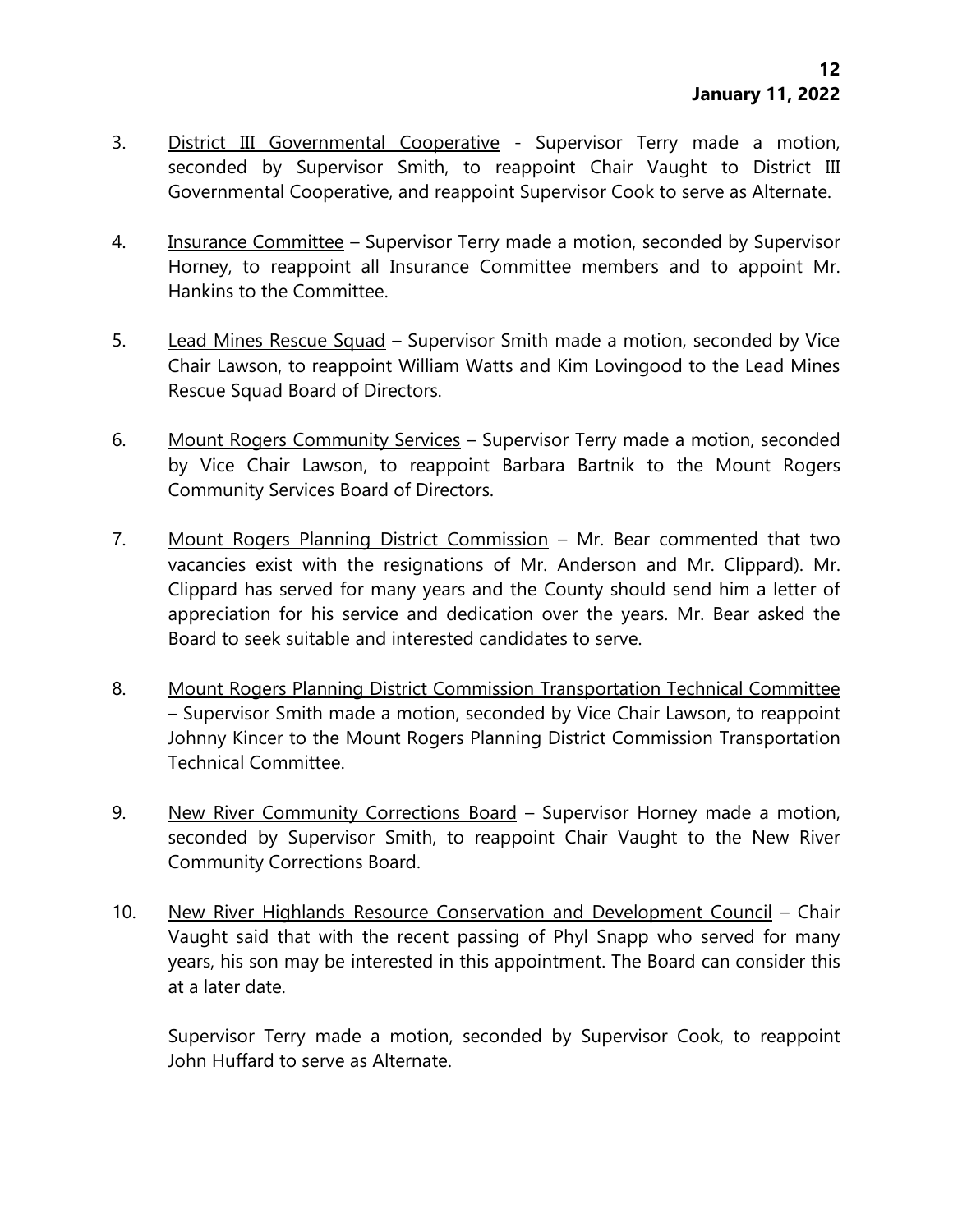3. District III Governmental Cooperative - Supervisor Terry made a motion, seconded by Supervisor Smith, to reappoint Chair Vaught to District III Governmental Cooperative, and reappoint Supervisor Cook to serve as Alternate.

4. Insurance Committee – Supervisor Terry made a motion, seconded by Supervisor Horney, to reappoint all Insurance Committee members and to appoint Mr. Hankins to the Committee.

5. Lead Mines Rescue Squad – Supervisor Smith made a motion, seconded by Vice Chair Lawson, to reappoint William Watts and Kim Lovingood to the Lead Mines Rescue Squad Board of Directors.

6. Mount Rogers Community Services – Supervisor Terry made a motion, seconded by Vice Chair Lawson, to reappoint Barbara Bartnik to the Mount Rogers Community Services Board of Directors.

7. Mount Rogers Planning District Commission – Mr. Bear commented that two vacancies exist with the resignations of Mr. Anderson and Mr. Clippard). Mr. Clippard has served for many years and the County should send him a letter of appreciation for his service and dedication over the years. Mr. Bear asked the Board to seek suitable and interested candidates to serve.

8. Mount Rogers Planning District Commission Transportation Technical Committee – Supervisor Smith made a motion, seconded by Vice Chair Lawson, to reappoint Johnny Kincer to the Mount Rogers Planning District Commission Transportation Technical Committee.

9. New River Community Corrections Board – Supervisor Horney made a motion, seconded by Supervisor Smith, to reappoint Chair Vaught to the New River Community Corrections Board.

10. New River Highlands Resource Conservation and Development Council – Chair Vaught said that with the recent passing of Phyl Snapp who served for many years, his son may be interested in this appointment. The Board can consider this at a later date.

    Supervisor Terry made a motion, seconded by Supervisor Cook, to reappoint John Huffard to serve as Alternate.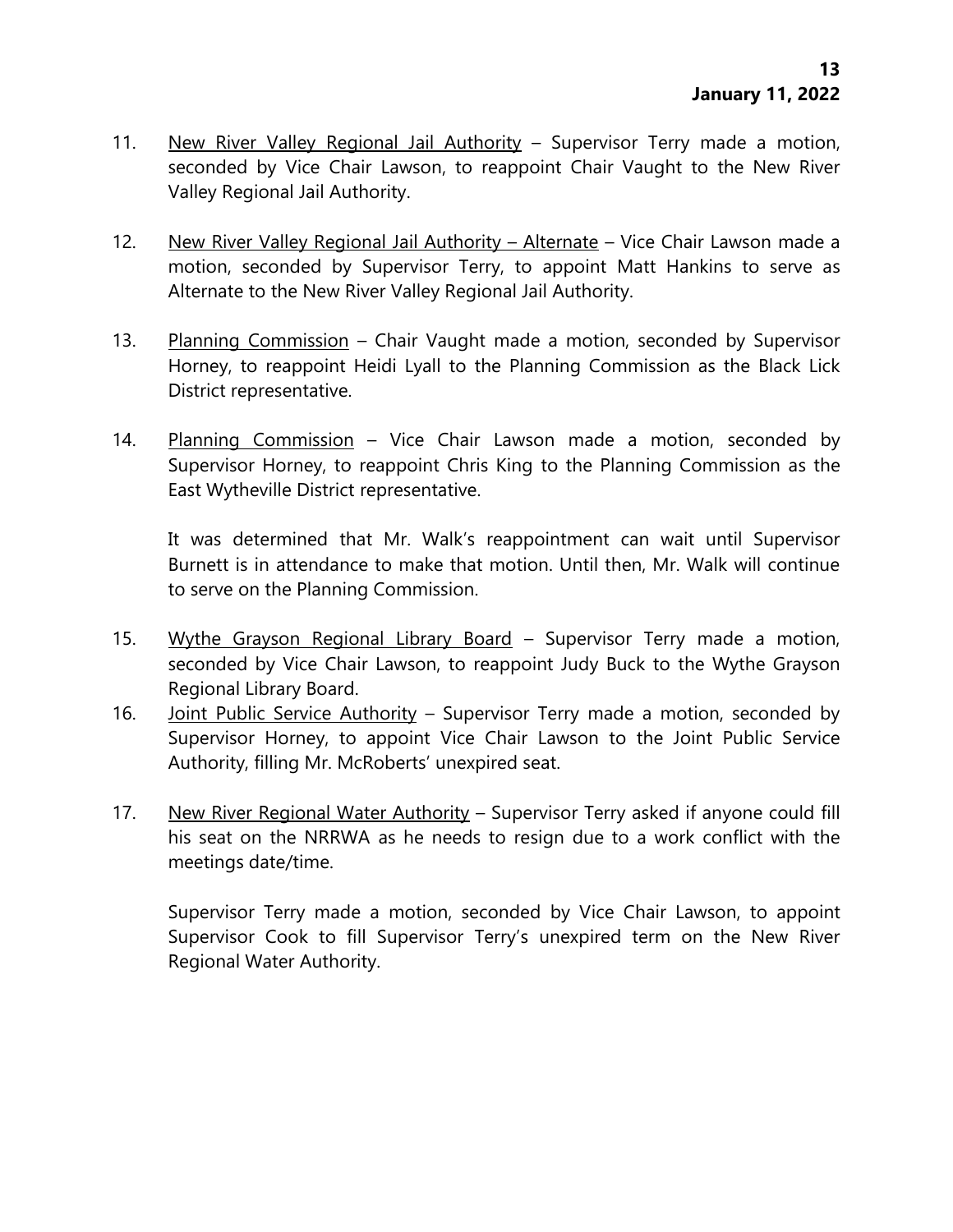11. <u>New River Valley Regional Jail Authority</u> – Supervisor Terry made a motion, seconded by Vice Chair Lawson, to reappoint Chair Vaught to the New River Valley Regional Jail Authority.

12. <u>New River Valley Regional Jail Authority – Alternate</u> – Vice Chair Lawson made a motion, seconded by Supervisor Terry, to appoint Matt Hankins to serve as Alternate to the New River Valley Regional Jail Authority.

13. <u>Planning Commission</u> – Chair Vaught made a motion, seconded by Supervisor Horney, to reappoint Heidi Lyall to the Planning Commission as the Black Lick District representative.

14. <u>Planning Commission</u> – Vice Chair Lawson made a motion, seconded by Supervisor Horney, to reappoint Chris King to the Planning Commission as the East Wytheville District representative.

    It was determined that Mr. Walk's reappointment can wait until Supervisor Burnett is in attendance to make that motion. Until then, Mr. Walk will continue to serve on the Planning Commission.

15. <u>Wythe Grayson Regional Library Board</u> – Supervisor Terry made a motion, seconded by Vice Chair Lawson, to reappoint Judy Buck to the Wythe Grayson Regional Library Board.

16. <u>Joint Public Service Authority</u> – Supervisor Terry made a motion, seconded by Supervisor Horney, to appoint Vice Chair Lawson to the Joint Public Service Authority, filling Mr. McRoberts' unexpired seat.

17. <u>New River Regional Water Authority</u> – Supervisor Terry asked if anyone could fill his seat on the NRRWA as he needs to resign due to a work conflict with the meetings date/time.

    Supervisor Terry made a motion, seconded by Vice Chair Lawson, to appoint Supervisor Cook to fill Supervisor Terry's unexpired term on the New River Regional Water Authority.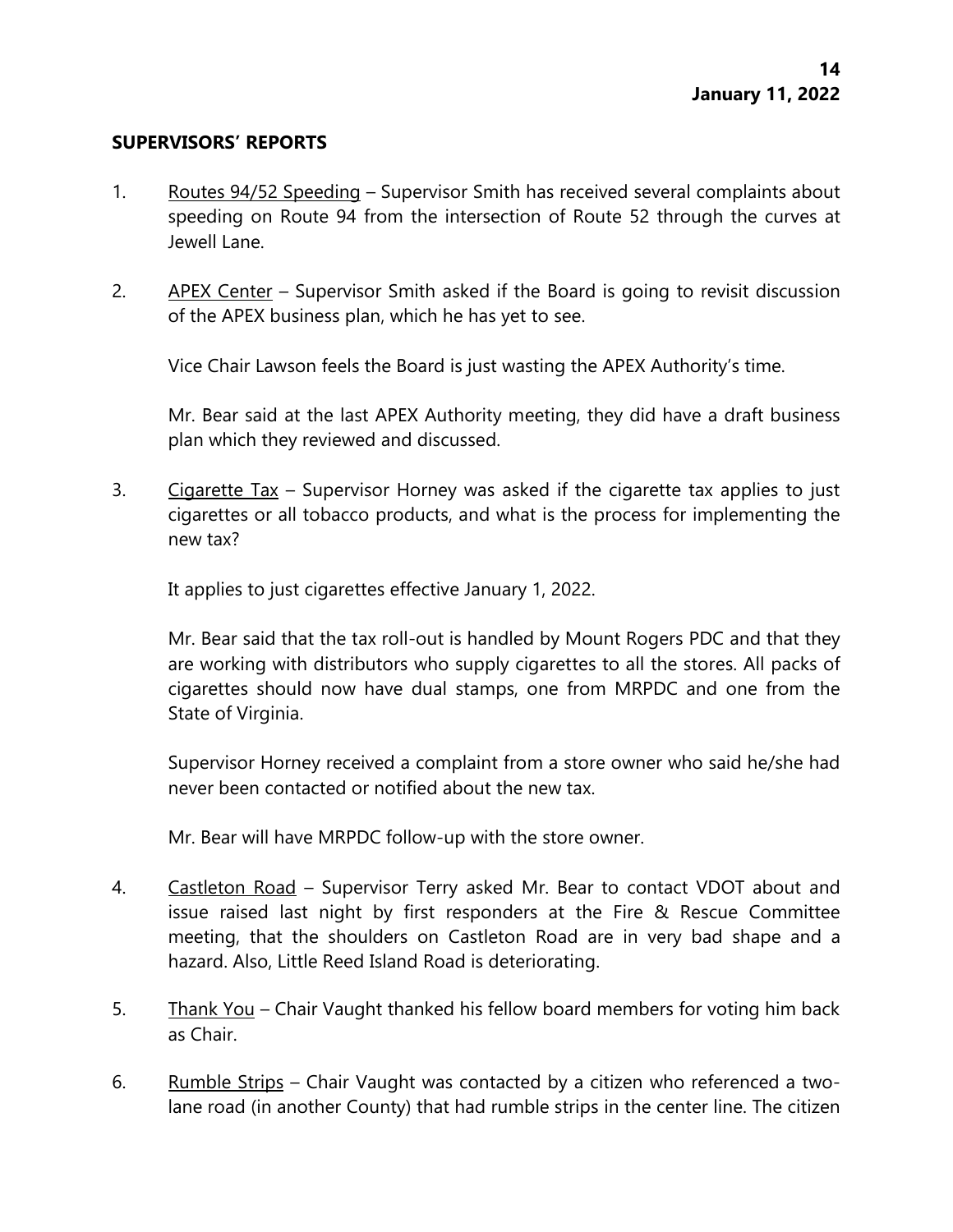## SUPERVISORS' REPORTS

1. Routes 94/52 Speeding – Supervisor Smith has received several complaints about speeding on Route 94 from the intersection of Route 52 through the curves at Jewell Lane.

2. APEX Center – Supervisor Smith asked if the Board is going to revisit discussion of the APEX business plan, which he has yet to see.

   Vice Chair Lawson feels the Board is just wasting the APEX Authority's time.

   Mr. Bear said at the last APEX Authority meeting, they did have a draft business plan which they reviewed and discussed.

3. Cigarette Tax – Supervisor Horney was asked if the cigarette tax applies to just cigarettes or all tobacco products, and what is the process for implementing the new tax?

   It applies to just cigarettes effective January 1, 2022.

   Mr. Bear said that the tax roll-out is handled by Mount Rogers PDC and that they are working with distributors who supply cigarettes to all the stores. All packs of cigarettes should now have dual stamps, one from MRPDC and one from the State of Virginia.

   Supervisor Horney received a complaint from a store owner who said he/she had never been contacted or notified about the new tax.

   Mr. Bear will have MRPDC follow-up with the store owner.

4. Castleton Road – Supervisor Terry asked Mr. Bear to contact VDOT about and issue raised last night by first responders at the Fire & Rescue Committee meeting, that the shoulders on Castleton Road are in very bad shape and a hazard. Also, Little Reed Island Road is deteriorating.

5. Thank You – Chair Vaught thanked his fellow board members for voting him back as Chair.

6. Rumble Strips – Chair Vaught was contacted by a citizen who referenced a two-lane road (in another County) that had rumble strips in the center line. The citizen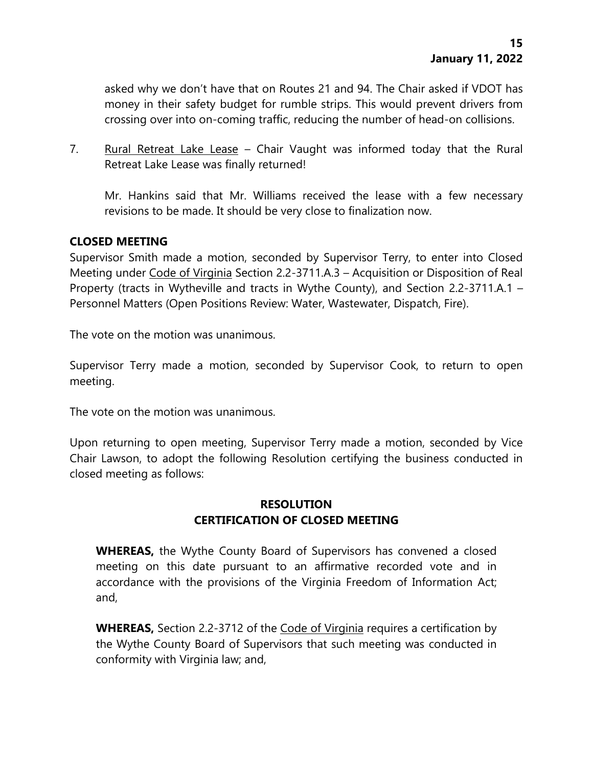asked why we don't have that on Routes 21 and 94. The Chair asked if VDOT has money in their safety budget for rumble strips. This would prevent drivers from crossing over into on-coming traffic, reducing the number of head-on collisions.

7. Rural Retreat Lake Lease – Chair Vaught was informed today that the Rural Retreat Lake Lease was finally returned!

   Mr. Hankins said that Mr. Williams received the lease with a few necessary revisions to be made. It should be very close to finalization now.

**CLOSED MEETING**

Supervisor Smith made a motion, seconded by Supervisor Terry, to enter into Closed Meeting under Code of Virginia Section 2.2-3711.A.3 – Acquisition or Disposition of Real Property (tracts in Wytheville and tracts in Wythe County), and Section 2.2-3711.A.1 – Personnel Matters (Open Positions Review: Water, Wastewater, Dispatch, Fire).

The vote on the motion was unanimous.

Supervisor Terry made a motion, seconded by Supervisor Cook, to return to open meeting.

The vote on the motion was unanimous.

Upon returning to open meeting, Supervisor Terry made a motion, seconded by Vice Chair Lawson, to adopt the following Resolution certifying the business conducted in closed meeting as follows:

**RESOLUTION**
**CERTIFICATION OF CLOSED MEETING**

**WHEREAS,** the Wythe County Board of Supervisors has convened a closed meeting on this date pursuant to an affirmative recorded vote and in accordance with the provisions of the Virginia Freedom of Information Act; and,

**WHEREAS,** Section 2.2-3712 of the Code of Virginia requires a certification by the Wythe County Board of Supervisors that such meeting was conducted in conformity with Virginia law; and,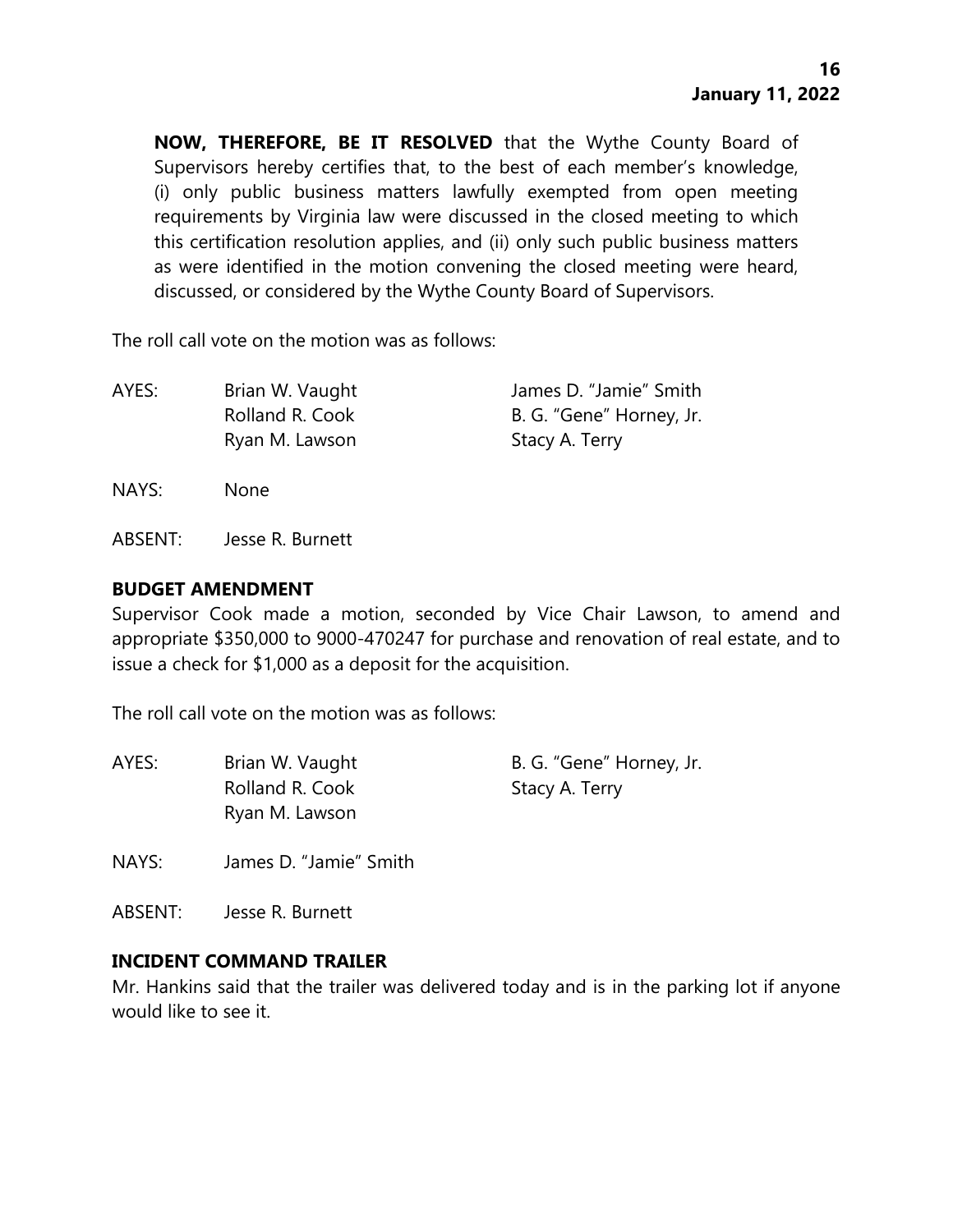**NOW, THEREFORE, BE IT RESOLVED** that the Wythe County Board of Supervisors hereby certifies that, to the best of each member's knowledge, (i) only public business matters lawfully exempted from open meeting requirements by Virginia law were discussed in the closed meeting to which this certification resolution applies, and (ii) only such public business matters as were identified in the motion convening the closed meeting were heard, discussed, or considered by the Wythe County Board of Supervisors.

The roll call vote on the motion was as follows:

AYES: Brian W. Vaught, James D. "Jamie" Smith, Rolland R. Cook, B. G. "Gene" Horney, Jr., Ryan M. Lawson, Stacy A. Terry

NAYS: None

ABSENT: Jesse R. Burnett

## BUDGET AMENDMENT

Supervisor Cook made a motion, seconded by Vice Chair Lawson, to amend and appropriate $350,000 to 9000-470247 for purchase and renovation of real estate, and to issue a check for $1,000 as a deposit for the acquisition.

The roll call vote on the motion was as follows:

AYES: Brian W. Vaught, B. G. "Gene" Horney, Jr., Rolland R. Cook, Stacy A. Terry, Ryan M. Lawson

NAYS: James D. "Jamie" Smith

ABSENT: Jesse R. Burnett

## INCIDENT COMMAND TRAILER

Mr. Hankins said that the trailer was delivered today and is in the parking lot if anyone would like to see it.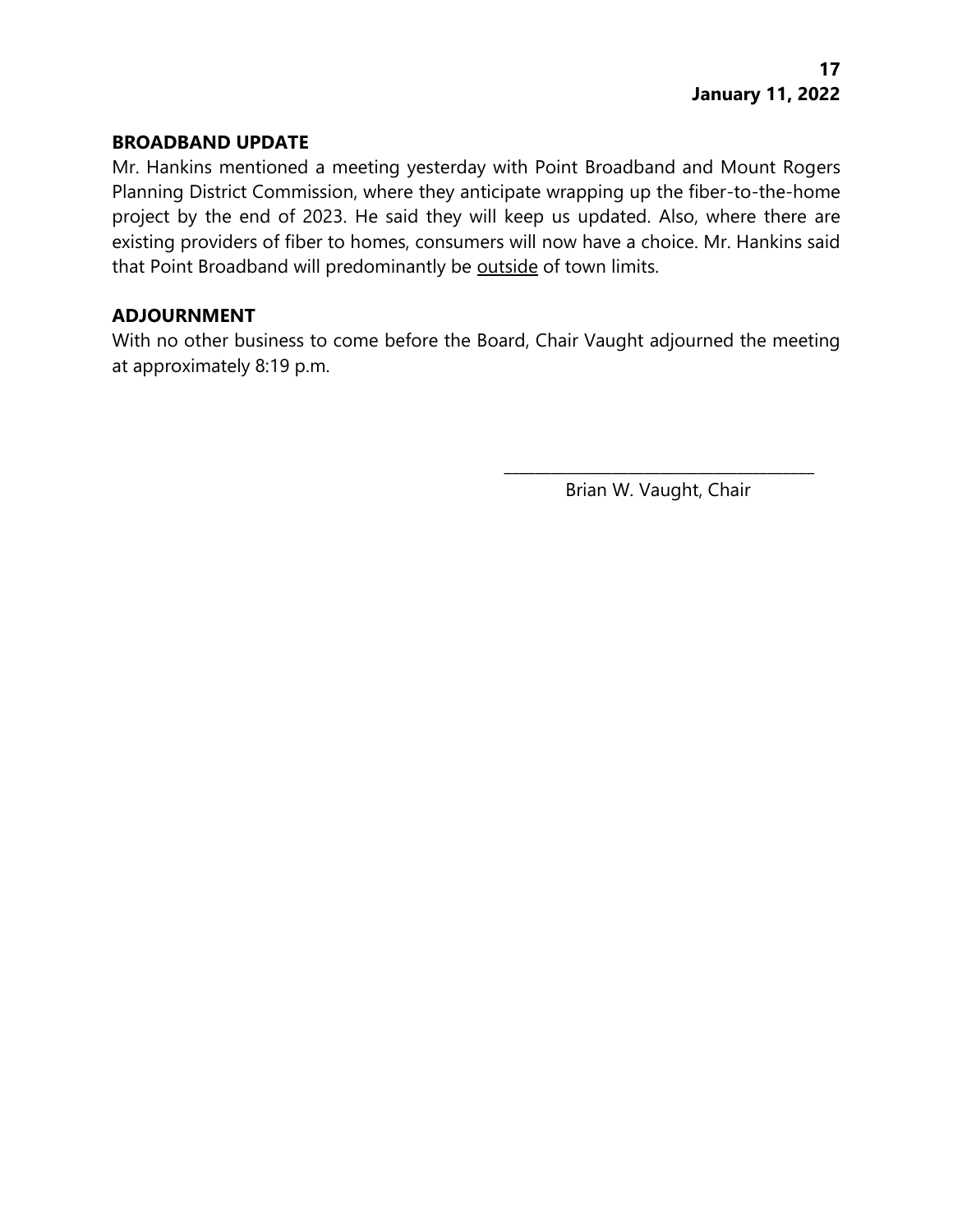## BROADBAND UPDATE

Mr. Hankins mentioned a meeting yesterday with Point Broadband and Mount Rogers Planning District Commission, where they anticipate wrapping up the fiber-to-the-home project by the end of 2023. He said they will keep us updated. Also, where there are existing providers of fiber to homes, consumers will now have a choice. Mr. Hankins said that Point Broadband will predominantly be <u>outside</u> of town limits.

## ADJOURNMENT

With no other business to come before the Board, Chair Vaught adjourned the meeting at approximately 8:19 p.m.

\_\_\_\_\_\_\_\_\_\_\_\_\_\_\_\_\_\_\_\_\_\_\_\_\_\_\_\_\_\_\_\_\_\_\_\_\_\_

Brian W. Vaught, Chair